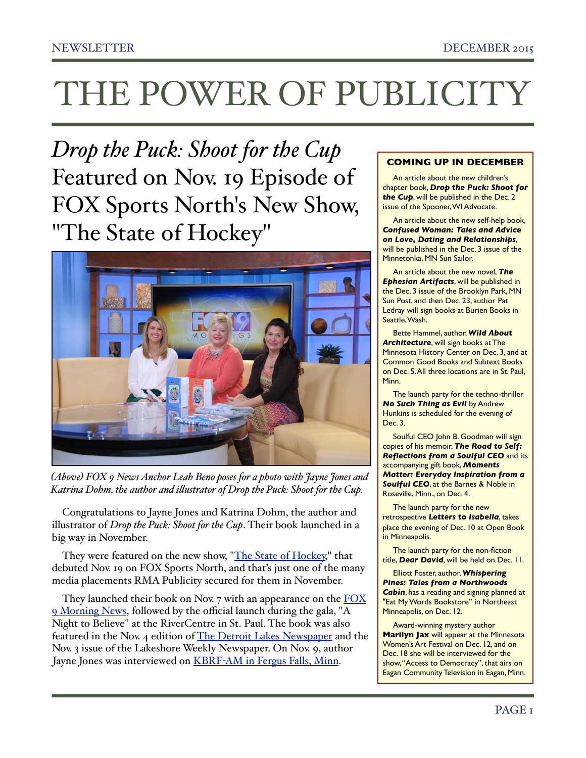# THE POWER OF PUBLICITY

## *Drop the Puck: Shoot for the Cup* Featured on Nov. 19 Episode of FOX Sports North's New Show, "The State of Hockey"

*(Above) FOX 9 News Anchor Leah Beno poses for a photo with Jayne Jones and Katrina Dohm, the author and illustrator of Drop the Puck: Shoot for the Cup.*

Congratulations to Jayne Jones and Katrina Dohm, the author and illustrator of *Drop the Puck: Shoot for the Cup*. Their book launched in a big way in November.

They were featured on the new show, "The State of Hockey," that debuted Nov. 19 on FOX Sports North, and that's just one of the many media placements RMA Publicity secured for them in November.

They launched their book on Nov. 7 with an appearance on the FOX 9 Morning News, followed by the official launch during the gala, "A Night to Believe" at the RiverCentre in St. Paul. The book was also featured in the Nov. 4 edition of The Detroit Lakes Newspaper and the Nov. 3 issue of the Lakeshore Weekly Newspaper. On Nov. 9, author Jayne Jones was interviewed on KBRF-AM in Fergus Falls, Minn.

### COMING UP IN DECEMBER

An article about the new children's chapter book, ***Drop the Puck: Shoot for the Cup***, will be published in the Dec. 2 issue of the Spooner, WI Advocate.

An article about the new self-help book, ***Confused Woman: Tales and Advice on Love, Dating and Relationships***, will be published in the Dec. 3 issue of the Minnetonka, MN Sun Sailor.

An article about the new novel, ***The Ephesian Artifacts***, will be published in the Dec. 3 issue of the Brooklyn Park, MN Sun Post, and then Dec. 23, author Pat Ledray will sign books at Burien Books in Seattle, Wash.

Bette Hammel, author, ***Wild About Architecture***, will sign books at The Minnesota History Center on Dec. 3, and at Common Good Books and Subtext Books on Dec. 5. All three locations are in St. Paul, Minn.

The launch party for the techno-thriller ***No Such Thing as Evil*** by Andrew Hunkins is scheduled for the evening of Dec. 3.

Soulful CEO John B. Goodman will sign copies of his memoir, ***The Road to Self: Reflections from a Soulful CEO*** and its accompanying gift book, ***Moments Matter: Everyday Inspiration from a Soulful CEO***, at the Barnes & Noble in Roseville, Minn., on Dec. 4.

The launch party for the new retrospective ***Letters to Isabella***, takes place the evening of Dec. 10 at Open Book in Minneapolis.

The launch party for the non-fiction title, ***Dear David***, will be held on Dec. 11.

Elliott Foster, author, ***Whispering Pines: Tales from a Northwoods Cabin***, has a reading and signing planned at "Eat My Words Bookstore" in Northeast Minneapolis, on Dec. 12.

Award-winning mystery author **Marilyn Jax** will appear at the Minnesota Women's Art Festival on Dec. 12, and on Dec. 18 she will be interviewed for the show, "Access to Democracy", that airs on Eagan Community Television in Eagan, Minn.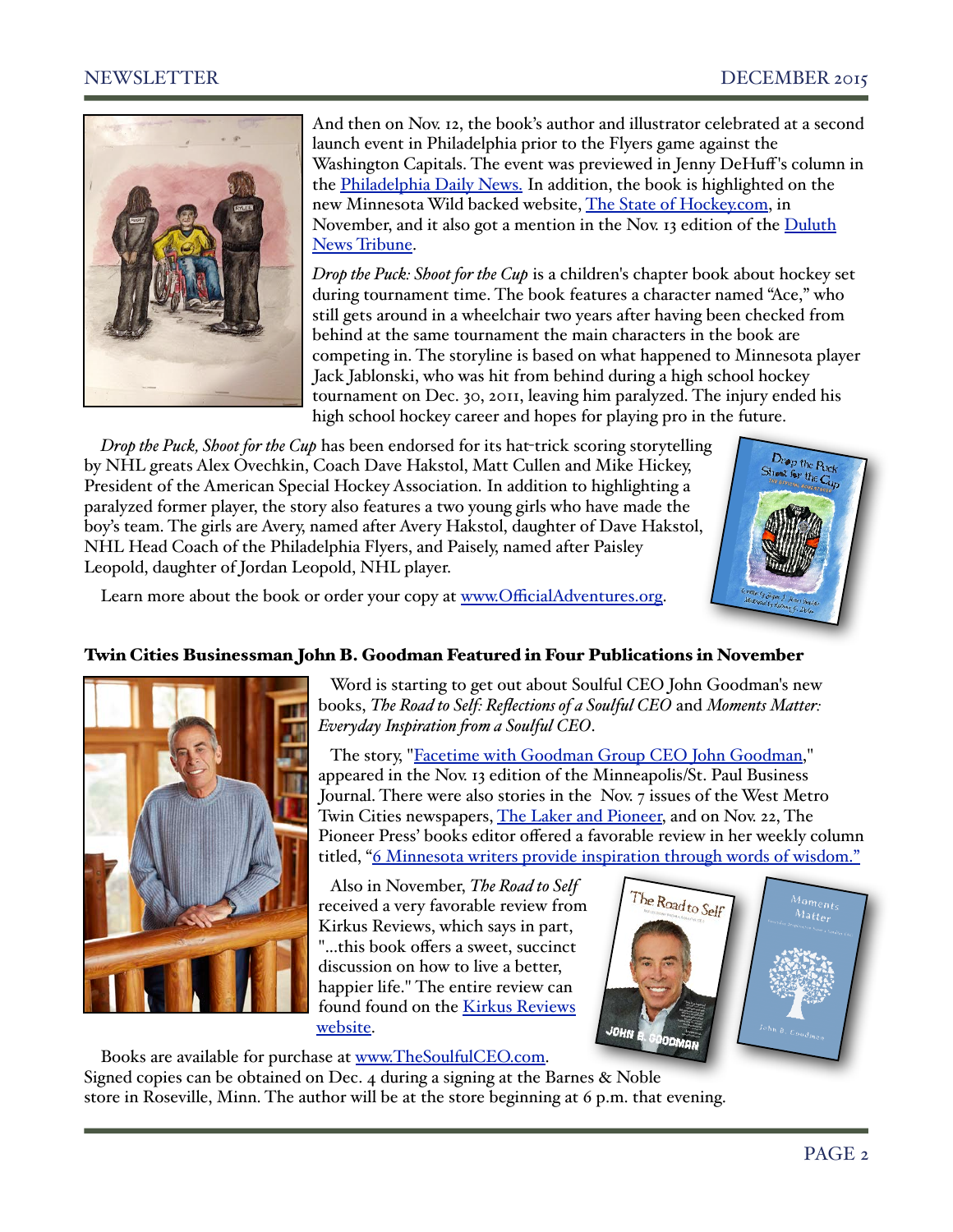And then on Nov. 12, the book's author and illustrator celebrated at a second launch event in Philadelphia prior to the Flyers game against the Washington Capitals. The event was previewed in Jenny DeHuff's column in the Philadelphia Daily News. In addition, the book is highlighted on the new Minnesota Wild backed website, The State of Hockey.com, in November, and it also got a mention in the Nov. 13 edition of the Duluth News Tribune.

*Drop the Puck: Shoot for the Cup* is a children's chapter book about hockey set during tournament time. The book features a character named "Ace," who still gets around in a wheelchair two years after having been checked from behind at the same tournament the main characters in the book are competing in. The storyline is based on what happened to Minnesota player Jack Jablonski, who was hit from behind during a high school hockey tournament on Dec. 30, 2011, leaving him paralyzed. The injury ended his high school hockey career and hopes for playing pro in the future.

*Drop the Puck, Shoot for the Cup* has been endorsed for its hat-trick scoring storytelling by NHL greats Alex Ovechkin, Coach Dave Hakstol, Matt Cullen and Mike Hickey, President of the American Special Hockey Association. In addition to highlighting a paralyzed former player, the story also features a two young girls who have made the boy's team. The girls are Avery, named after Avery Hakstol, daughter of Dave Hakstol, NHL Head Coach of the Philadelphia Flyers, and Paisely, named after Paisley Leopold, daughter of Jordan Leopold, NHL player.

Learn more about the book or order your copy at www.OfficialAdventures.org.

## Twin Cities Businessman John B. Goodman Featured in Four Publications in November

Word is starting to get out about Soulful CEO John Goodman's new books, *The Road to Self: Reflections of a Soulful CEO* and *Moments Matter: Everyday Inspiration from a Soulful CEO*.

The story, "Facetime with Goodman Group CEO John Goodman," appeared in the Nov. 13 edition of the Minneapolis/St. Paul Business Journal. There were also stories in the Nov. 7 issues of the West Metro Twin Cities newspapers, The Laker and Pioneer, and on Nov. 22, The Pioneer Press' books editor offered a favorable review in her weekly column titled, "6 Minnesota writers provide inspiration through words of wisdom."

Also in November, *The Road to Self* received a very favorable review from Kirkus Reviews, which says in part, "...this book offers a sweet, succinct discussion on how to live a better, happier life." The entire review can found found on the Kirkus Reviews website.

Books are available for purchase at www.TheSoulfulCEO.com. Signed copies can be obtained on Dec. 4 during a signing at the Barnes & Noble store in Roseville, Minn. The author will be at the store beginning at 6 p.m. that evening.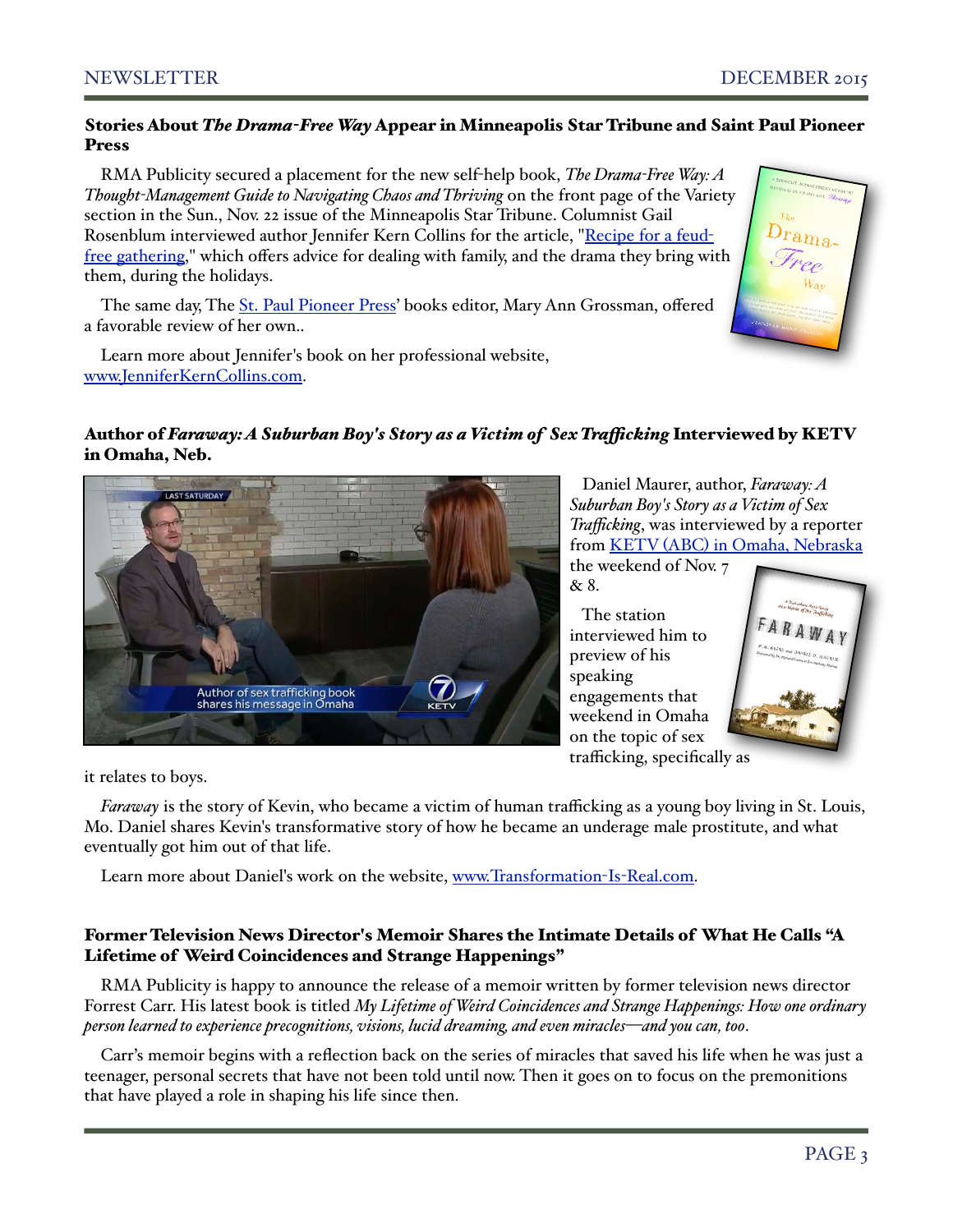### Stories About *The Drama-Free Way* Appear in Minneapolis Star Tribune and Saint Paul Pioneer Press

RMA Publicity secured a placement for the new self-help book, *The Drama-Free Way: A Thought-Management Guide to Navigating Chaos and Thriving* on the front page of the Variety section in the Sun., Nov. 22 issue of the Minneapolis Star Tribune. Columnist Gail Rosenblum interviewed author Jennifer Kern Collins for the article, "Recipe for a feud-free gathering," which offers advice for dealing with family, and the drama they bring with them, during the holidays.

The same day, The St. Paul Pioneer Press' books editor, Mary Ann Grossman, offered a favorable review of her own..

Learn more about Jennifer's book on her professional website, www.JenniferKernCollins.com.

### Author of *Faraway: A Suburban Boy's Story as a Victim of Sex Trafficking* Interviewed by KETV in Omaha, Neb.

Daniel Maurer, author, *Faraway: A Suburban Boy's Story as a Victim of Sex Trafficking*, was interviewed by a reporter from KETV (ABC) in Omaha, Nebraska the weekend of Nov. 7 & 8.

The station interviewed him to preview of his speaking engagements that weekend in Omaha on the topic of sex trafficking, specifically as it relates to boys.

*Faraway* is the story of Kevin, who became a victim of human trafficking as a young boy living in St. Louis, Mo. Daniel shares Kevin's transformative story of how he became an underage male prostitute, and what eventually got him out of that life.

Learn more about Daniel's work on the website, www.Transformation-Is-Real.com.

### Former Television News Director's Memoir Shares the Intimate Details of What He Calls "A Lifetime of Weird Coincidences and Strange Happenings"

RMA Publicity is happy to announce the release of a memoir written by former television news director Forrest Carr. His latest book is titled *My Lifetime of Weird Coincidences and Strange Happenings: How one ordinary person learned to experience precognitions, visions, lucid dreaming, and even miracles—and you can, too*.

Carr's memoir begins with a reflection back on the series of miracles that saved his life when he was just a teenager, personal secrets that have not been told until now. Then it goes on to focus on the premonitions that have played a role in shaping his life since then.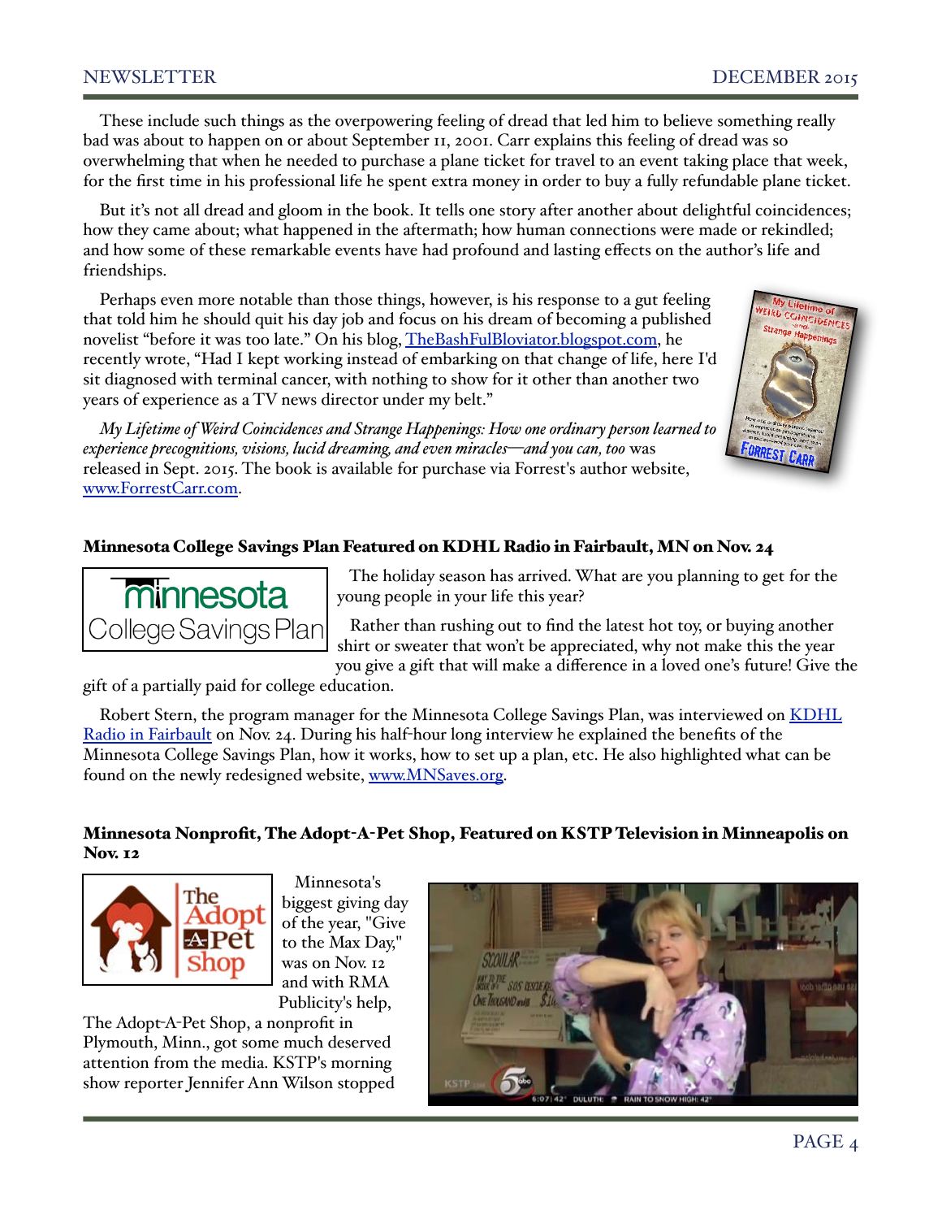These include such things as the overpowering feeling of dread that led him to believe something really bad was about to happen on or about September 11, 2001. Carr explains this feeling of dread was so overwhelming that when he needed to purchase a plane ticket for travel to an event taking place that week, for the first time in his professional life he spent extra money in order to buy a fully refundable plane ticket.

But it's not all dread and gloom in the book. It tells one story after another about delightful coincidences; how they came about; what happened in the aftermath; how human connections were made or rekindled; and how some of these remarkable events have had profound and lasting effects on the author's life and friendships.

Perhaps even more notable than those things, however, is his response to a gut feeling that told him he should quit his day job and focus on his dream of becoming a published novelist "before it was too late." On his blog, [TheBashFulBloviator.blogspot.com](TheBashFulBloviator.blogspot.com), he recently wrote, "Had I kept working instead of embarking on that change of life, here I'd sit diagnosed with terminal cancer, with nothing to show for it other than another two years of experience as a TV news director under my belt."

*My Lifetime of Weird Coincidences and Strange Happenings: How one ordinary person learned to experience precognitions, visions, lucid dreaming, and even miracles—and you can, too* was released in Sept. 2015. The book is available for purchase via Forrest's author website, [www.ForrestCarr.com](www.ForrestCarr.com).

## Minnesota College Savings Plan Featured on KDHL Radio in Fairbault, MN on Nov. 24

The holiday season has arrived. What are you planning to get for the young people in your life this year?

Rather than rushing out to find the latest hot toy, or buying another shirt or sweater that won't be appreciated, why not make this the year you give a gift that will make a difference in a loved one's future! Give the gift of a partially paid for college education.

Robert Stern, the program manager for the Minnesota College Savings Plan, was interviewed on [KDHL Radio in Fairbault](KDHL Radio in Fairbault) on Nov. 24. During his half-hour long interview he explained the benefits of the Minnesota College Savings Plan, how it works, how to set up a plan, etc. He also highlighted what can be found on the newly redesigned website, [www.MNSaves.org](www.MNSaves.org).

## Minnesota Nonprofit, The Adopt-A-Pet Shop, Featured on KSTP Television in Minneapolis on Nov. 12

Minnesota's biggest giving day of the year, "Give to the Max Day," was on Nov. 12 and with RMA Publicity's help, The Adopt-A-Pet Shop, a nonprofit in Plymouth, Minn., got some much deserved attention from the media. KSTP's morning show reporter Jennifer Ann Wilson stopped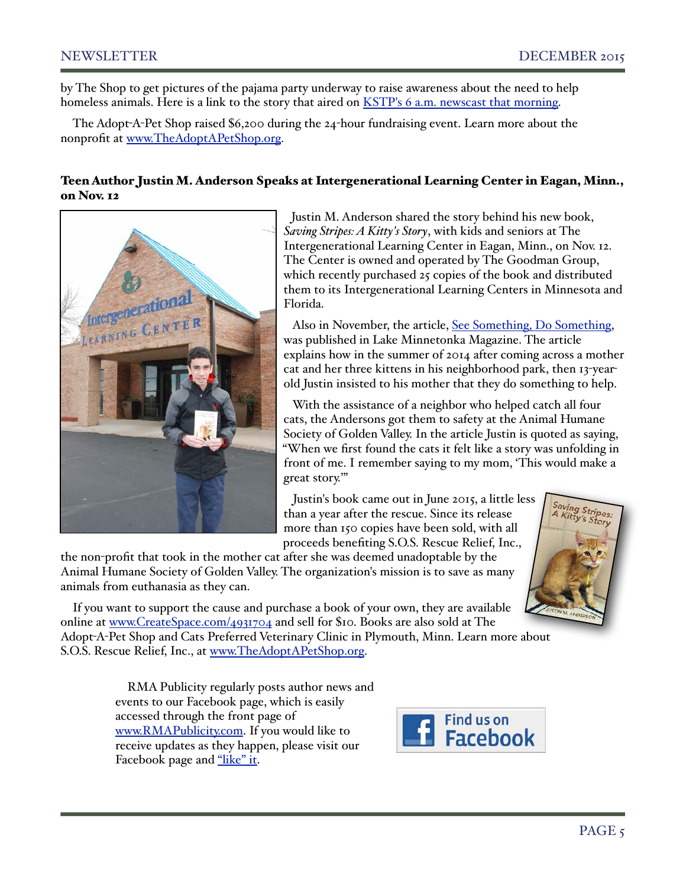by The Shop to get pictures of the pajama party underway to raise awareness about the need to help homeless animals. Here is a link to the story that aired on KSTP's 6 a.m. newscast that morning.

The Adopt-A-Pet Shop raised $6,200 during the 24-hour fundraising event. Learn more about the nonprofit at www.TheAdoptAPetShop.org.

### Teen Author Justin M. Anderson Speaks at Intergenerational Learning Center in Eagan, Minn., on Nov. 12

Justin M. Anderson shared the story behind his new book, *Saving Stripes: A Kitty's Story*, with kids and seniors at The Intergenerational Learning Center in Eagan, Minn., on Nov. 12. The Center is owned and operated by The Goodman Group, which recently purchased 25 copies of the book and distributed them to its Intergenerational Learning Centers in Minnesota and Florida.

Also in November, the article, See Something, Do Something, was published in Lake Minnetonka Magazine. The article explains how in the summer of 2014 after coming across a mother cat and her three kittens in his neighborhood park, then 13-year-old Justin insisted to his mother that they do something to help.

With the assistance of a neighbor who helped catch all four cats, the Andersons got them to safety at the Animal Humane Society of Golden Valley. In the article Justin is quoted as saying, "When we first found the cats it felt like a story was unfolding in front of me. I remember saying to my mom, 'This would make a great story.'"

Justin's book came out in June 2015, a little less than a year after the rescue. Since its release more than 150 copies have been sold, with all proceeds benefiting S.O.S. Rescue Relief, Inc., the non-profit that took in the mother cat after she was deemed unadoptable by the Animal Humane Society of Golden Valley. The organization's mission is to save as many animals from euthanasia as they can.

If you want to support the cause and purchase a book of your own, they are available online at www.CreateSpace.com/4931704 and sell for $10. Books are also sold at The Adopt-A-Pet Shop and Cats Preferred Veterinary Clinic in Plymouth, Minn. Learn more about S.O.S. Rescue Relief, Inc., at www.TheAdoptAPetShop.org.

RMA Publicity regularly posts author news and events to our Facebook page, which is easily accessed through the front page of www.RMAPublicity.com. If you would like to receive updates as they happen, please visit our Facebook page and "like" it.

Find us on Facebook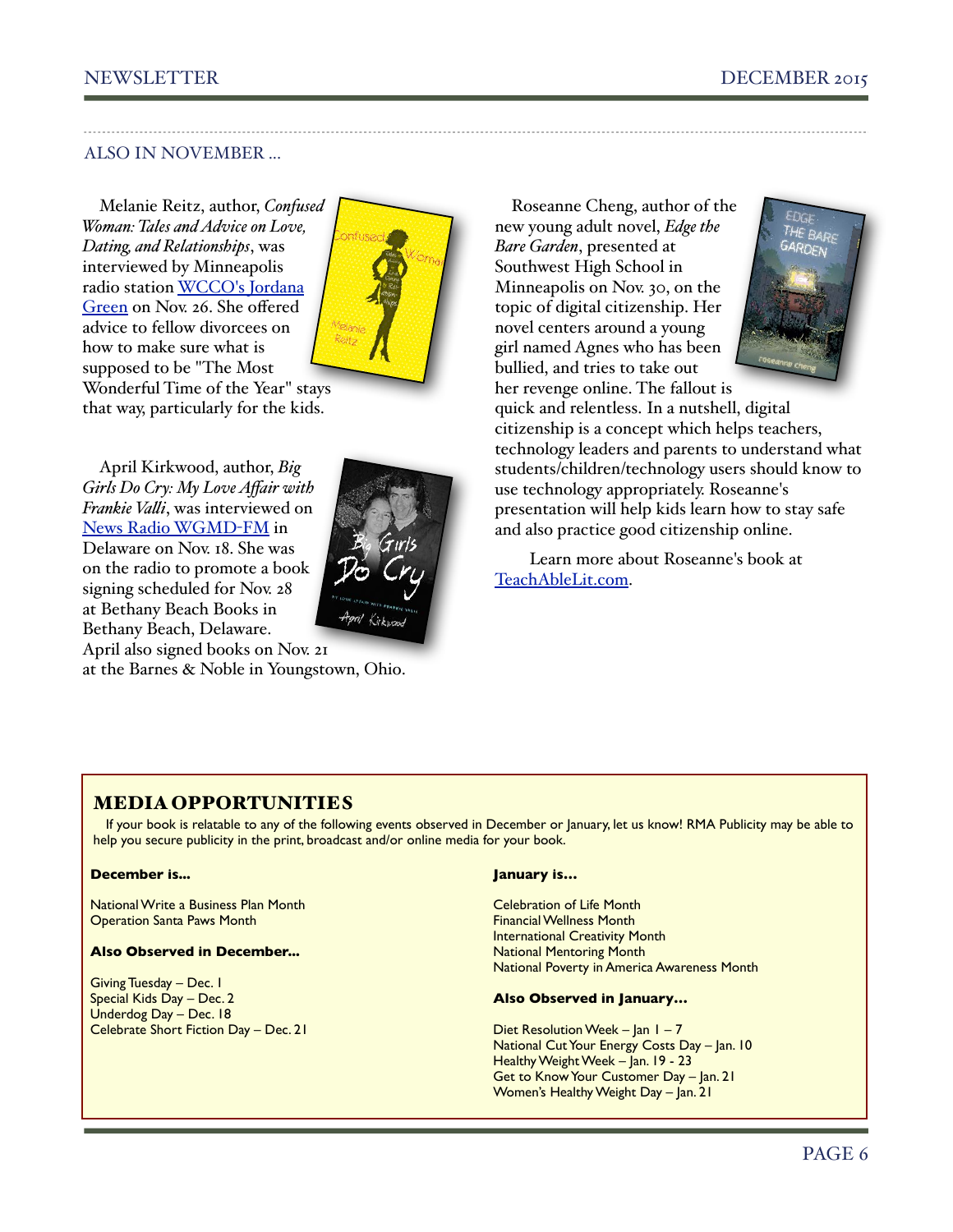## ALSO IN NOVEMBER ...

Melanie Reitz, author, *Confused Woman: Tales and Advice on Love, Dating, and Relationships*, was interviewed by Minneapolis radio station WCCO's Jordana Green on Nov. 26. She offered advice to fellow divorcees on how to make sure what is supposed to be "The Most Wonderful Time of the Year" stays that way, particularly for the kids.

April Kirkwood, author, *Big Girls Do Cry: My Love Affair with Frankie Valli*, was interviewed on News Radio WGMD-FM in Delaware on Nov. 18. She was on the radio to promote a book signing scheduled for Nov. 28 at Bethany Beach Books in Bethany Beach, Delaware. April also signed books on Nov. 21 at the Barnes & Noble in Youngstown, Ohio.

Roseanne Cheng, author of the new young adult novel, *Edge the Bare Garden*, presented at Southwest High School in Minneapolis on Nov. 30, on the topic of digital citizenship. Her novel centers around a young girl named Agnes who has been bullied, and tries to take out her revenge online. The fallout is quick and relentless. In a nutshell, digital citizenship is a concept which helps teachers, technology leaders and parents to understand what students/children/technology users should know to use technology appropriately. Roseanne's presentation will help kids learn how to stay safe and also practice good citizenship online.

Learn more about Roseanne's book at TeachAbleLit.com.

## MEDIA OPPORTUNITIES

If your book is relatable to any of the following events observed in December or January, let us know! RMA Publicity may be able to help you secure publicity in the print, broadcast and/or online media for your book.

**December is...**

National Write a Business Plan Month
Operation Santa Paws Month

**Also Observed in December...**

Giving Tuesday – Dec. 1
Special Kids Day – Dec. 2
Underdog Day – Dec. 18
Celebrate Short Fiction Day – Dec. 21

**January is...**

Celebration of Life Month
Financial Wellness Month
International Creativity Month
National Mentoring Month
National Poverty in America Awareness Month

**Also Observed in January...**

Diet Resolution Week – Jan 1 – 7
National Cut Your Energy Costs Day – Jan. 10
Healthy Weight Week – Jan. 19 - 23
Get to Know Your Customer Day – Jan. 21
Women's Healthy Weight Day – Jan. 21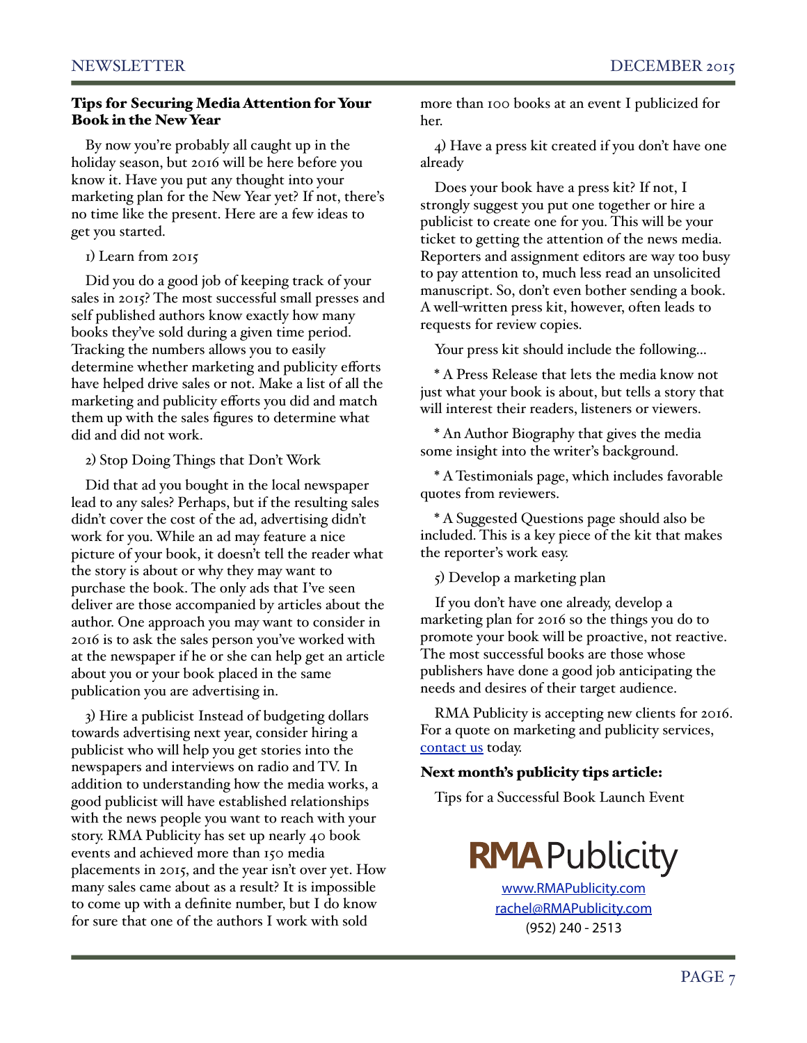## Tips for Securing Media Attention for Your Book in the New Year

By now you're probably all caught up in the holiday season, but 2016 will be here before you know it. Have you put any thought into your marketing plan for the New Year yet? If not, there's no time like the present. Here are a few ideas to get you started.

1) Learn from 2015

Did you do a good job of keeping track of your sales in 2015? The most successful small presses and self published authors know exactly how many books they've sold during a given time period. Tracking the numbers allows you to easily determine whether marketing and publicity efforts have helped drive sales or not. Make a list of all the marketing and publicity efforts you did and match them up with the sales figures to determine what did and did not work.

2) Stop Doing Things that Don't Work

Did that ad you bought in the local newspaper lead to any sales? Perhaps, but if the resulting sales didn't cover the cost of the ad, advertising didn't work for you. While an ad may feature a nice picture of your book, it doesn't tell the reader what the story is about or why they may want to purchase the book. The only ads that I've seen deliver are those accompanied by articles about the author. One approach you may want to consider in 2016 is to ask the sales person you've worked with at the newspaper if he or she can help get an article about you or your book placed in the same publication you are advertising in.

3) Hire a publicist Instead of budgeting dollars towards advertising next year, consider hiring a publicist who will help you get stories into the newspapers and interviews on radio and TV. In addition to understanding how the media works, a good publicist will have established relationships with the news people you want to reach with your story. RMA Publicity has set up nearly 40 book events and achieved more than 150 media placements in 2015, and the year isn't over yet. How many sales came about as a result? It is impossible to come up with a definite number, but I do know for sure that one of the authors I work with sold more than 100 books at an event I publicized for her.

4) Have a press kit created if you don't have one already

Does your book have a press kit? If not, I strongly suggest you put one together or hire a publicist to create one for you. This will be your ticket to getting the attention of the news media. Reporters and assignment editors are way too busy to pay attention to, much less read an unsolicited manuscript. So, don't even bother sending a book. A well-written press kit, however, often leads to requests for review copies.

Your press kit should include the following...

* A Press Release that lets the media know not just what your book is about, but tells a story that will interest their readers, listeners or viewers.

* An Author Biography that gives the media some insight into the writer's background.

* A Testimonials page, which includes favorable quotes from reviewers.

* A Suggested Questions page should also be included. This is a key piece of the kit that makes the reporter's work easy.

5) Develop a marketing plan

If you don't have one already, develop a marketing plan for 2016 so the things you do to promote your book will be proactive, not reactive. The most successful books are those whose publishers have done a good job anticipating the needs and desires of their target audience.

RMA Publicity is accepting new clients for 2016. For a quote on marketing and publicity services, contact us today.

### Next month's publicity tips article:

Tips for a Successful Book Launch Event

**RMA Publicity**

www.RMAPublicity.com
rachel@RMAPublicity.com
(952) 240 - 2513